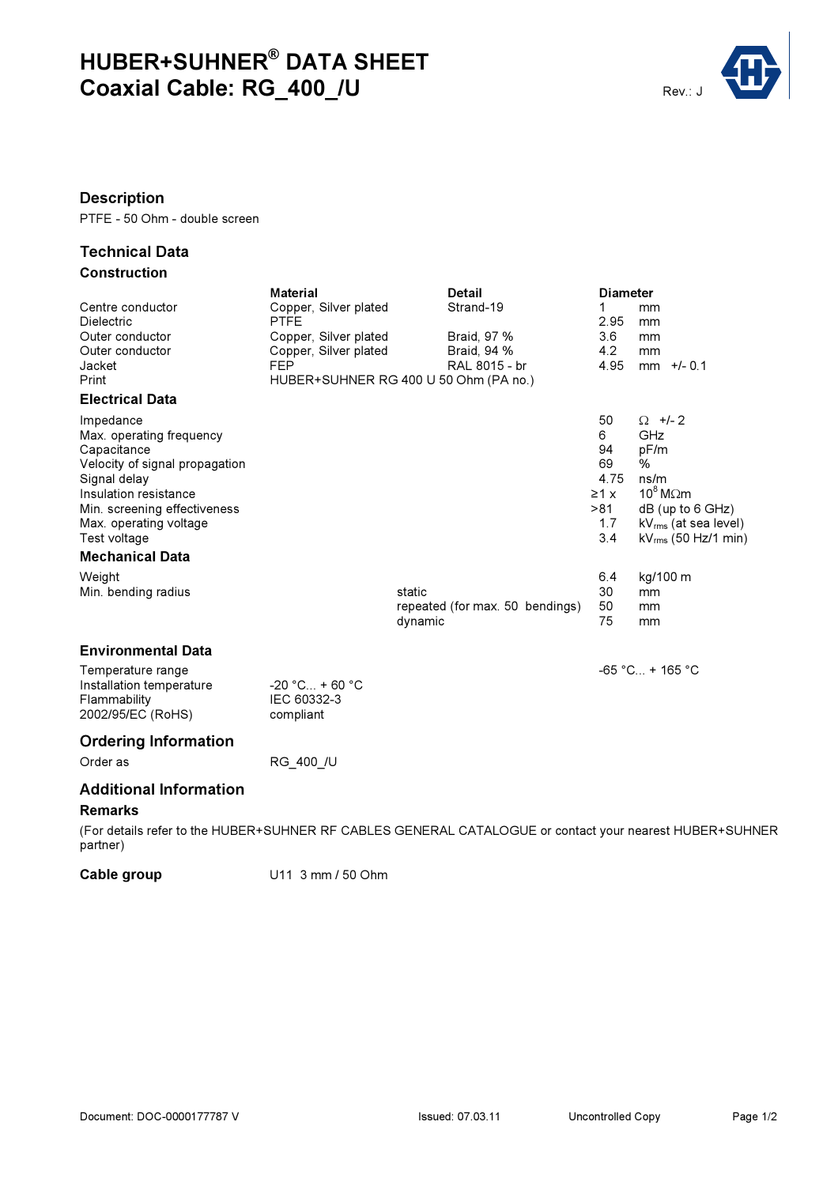# HUBER+SUHNER® DATA SHEET
# Coaxial Cable: RG_400_/U

Rev.: J

## Description

PTFE - 50 Ohm - double screen

## Technical Data

### Construction

| | Material | Detail | Diameter |
|---|---|---|---|
| Centre conductor | Copper, Silver plated | Strand-19 | 1 mm |
| Dielectric | PTFE | | 2.95 mm |
| Outer conductor | Copper, Silver plated | Braid, 97 % | 3.6 mm |
| Outer conductor | Copper, Silver plated | Braid, 94 % | 4.2 mm |
| Jacket | FEP | RAL 8015 - br | 4.95 mm +/- 0.1 |
| Print | HUBER+SUHNER RG 400 U 50 Ohm (PA no.) | | |

### Electrical Data

| | |
|---|---|
| Impedance | 50 Ω +/- 2 |
| Max. operating frequency | 6 GHz |
| Capacitance | 94 pF/m |
| Velocity of signal propagation | 69 % |
| Signal delay | 4.75 ns/m |
| Insulation resistance | ≥1 x $10^8$ MΩm |
| Min. screening effectiveness | >81 dB (up to 6 GHz) |
| Max. operating voltage | 1.7 $kV_{rms}$ (at sea level) |
| Test voltage | 3.4 $kV_{rms}$ (50 Hz/1 min) |

### Mechanical Data

| | | |
|---|---|---|
| Weight | | 6.4 kg/100 m |
| Min. bending radius | static | 30 mm |
| | repeated (for max. 50 bendings) | 50 mm |
| | dynamic | 75 mm |

### Environmental Data

| | | |
|---|---|---|
| Temperature range | | -65 °C... + 165 °C |
| Installation temperature | -20 °C... + 60 °C | |
| Flammability | IEC 60332-3 | |
| 2002/95/EC (RoHS) | compliant | |

## Ordering Information

Order as RG_400_/U

## Additional Information

### Remarks

(For details refer to the HUBER+SUHNER RF CABLES GENERAL CATALOGUE or contact your nearest HUBER+SUHNER partner)

**Cable group** U11 3 mm / 50 Ohm

Document: DOC-0000177787 V Issued: 07.03.11 Uncontrolled Copy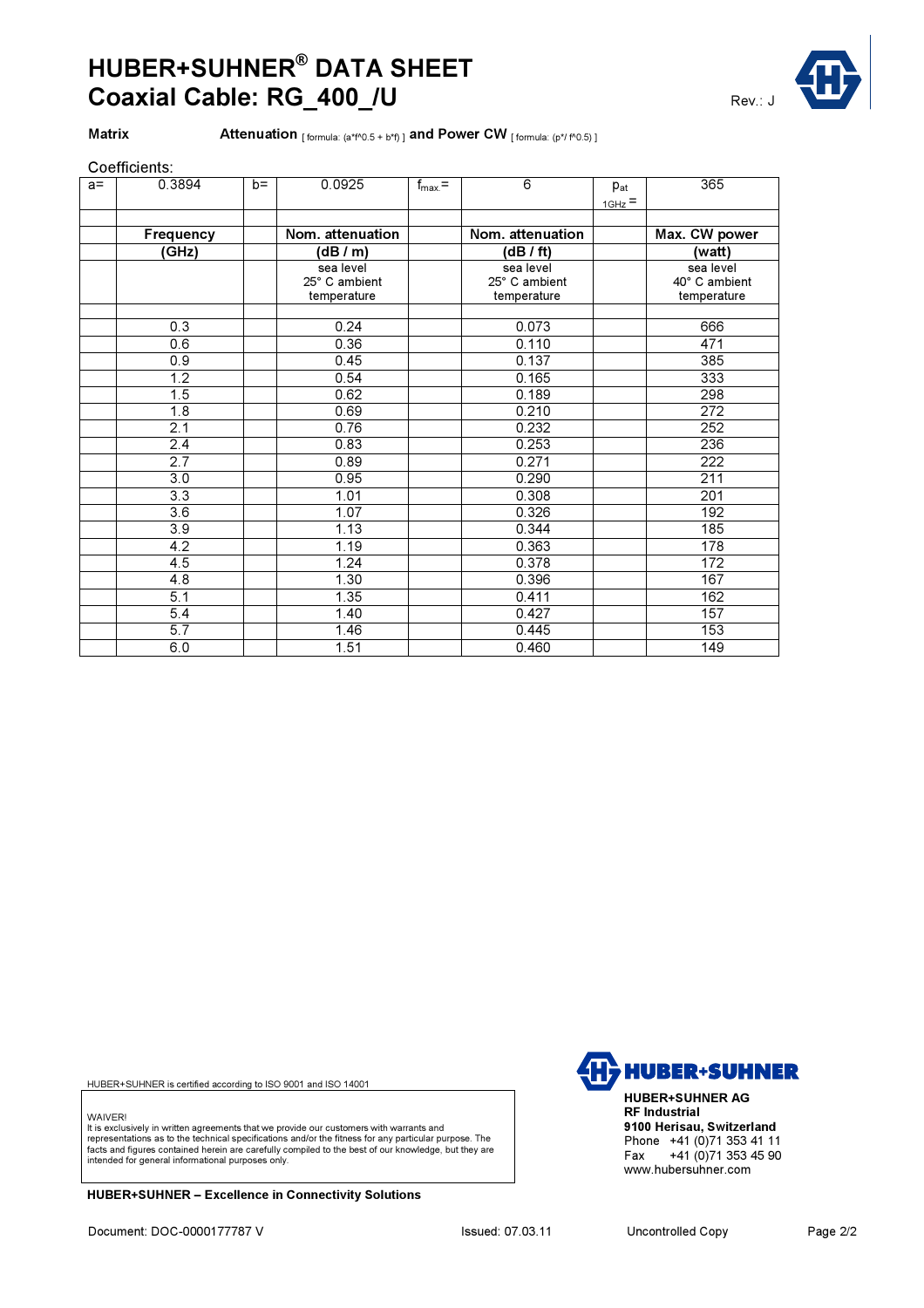# HUBER+SUHNER® DATA SHEET
# Coaxial Cable: RG_400_/U

Rev.: J

**Matrix** **Attenuation** [ formula: (a*f^0.5 + b*f) ] **and Power CW** [ formula: (p*/ f^0.5) ]

Coefficients:

| a= | 0.3894 | b= | 0.0925 | $f_{max.}$= | 6 | $p_{at\ 1GHz}$ = | 365 |
|---|---|---|---|---|---|---|---|
| | | | | | | | |
| | **Frequency** | | **Nom. attenuation** | | **Nom. attenuation** | | **Max. CW power** |
| | **(GHz)** | | **(dB / m)** | | **(dB / ft)** | | **(watt)** |
| | | | sea level 25° C ambient temperature | | sea level 25° C ambient temperature | | sea level 40° C ambient temperature |
| | | | | | | | |
| | 0.3 | | 0.24 | | 0.073 | | 666 |
| | 0.6 | | 0.36 | | 0.110 | | 471 |
| | 0.9 | | 0.45 | | 0.137 | | 385 |
| | 1.2 | | 0.54 | | 0.165 | | 333 |
| | 1.5 | | 0.62 | | 0.189 | | 298 |
| | 1.8 | | 0.69 | | 0.210 | | 272 |
| | 2.1 | | 0.76 | | 0.232 | | 252 |
| | 2.4 | | 0.83 | | 0.253 | | 236 |
| | 2.7 | | 0.89 | | 0.271 | | 222 |
| | 3.0 | | 0.95 | | 0.290 | | 211 |
| | 3.3 | | 1.01 | | 0.308 | | 201 |
| | 3.6 | | 1.07 | | 0.326 | | 192 |
| | 3.9 | | 1.13 | | 0.344 | | 185 |
| | 4.2 | | 1.19 | | 0.363 | | 178 |
| | 4.5 | | 1.24 | | 0.378 | | 172 |
| | 4.8 | | 1.30 | | 0.396 | | 167 |
| | 5.1 | | 1.35 | | 0.411 | | 162 |
| | 5.4 | | 1.40 | | 0.427 | | 157 |
| | 5.7 | | 1.46 | | 0.445 | | 153 |
| | 6.0 | | 1.51 | | 0.460 | | 149 |

HUBER+SUHNER is certified according to ISO 9001 and ISO 14001

WAIVER!
It is exclusively in written agreements that we provide our customers with warrants and representations as to the technical specifications and/or the fitness for any particular purpose. The facts and figures contained herein are carefully compiled to the best of our knowledge, but they are intended for general informational purposes only.

**HUBER+SUHNER – Excellence in Connectivity Solutions**

**HUBER+SUHNER AG**
**RF Industrial**
**9100 Herisau, Switzerland**
Phone +41 (0)71 353 41 11
Fax +41 (0)71 353 45 90
www.hubersuhner.com

Document: DOC-0000177787 V Issued: 07.03.11 Uncontrolled Copy